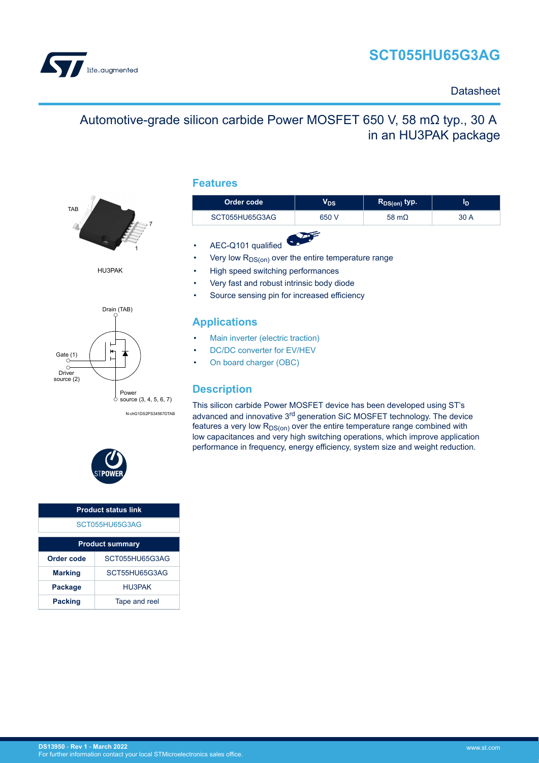# SCT055HU65G3AG

Datasheet

## Automotive-grade silicon carbide Power MOSFET 650 V, 58 mΩ typ., 30 A in an HU3PAK package

TAB

HU3PAK

Drain (TAB)

Gate (1)

Driver source (2)

Power source (3, 4, 5, 6, 7)

N-chG1DS2PS34567DTAB

| Product status link |
| --- |
| SCT055HU65G3AG |

| Product summary | |
| --- | --- |
| **Order code** | SCT055HU65G3AG |
| **Marking** | SCT55HU65G3AG |
| **Package** | HU3PAK |
| **Packing** | Tape and reel |

## Features

| Order code | $V_{DS}$ | $R_{DS(on)}$ typ. | $I_D$ |
| --- | --- | --- | --- |
| SCT055HU65G3AG | 650 V | 58 mΩ | 30 A |

- AEC-Q101 qualified
- Very low $R_{DS(on)}$ over the entire temperature range
- High speed switching performances
- Very fast and robust intrinsic body diode
- Source sensing pin for increased efficiency

## Applications

- Main inverter (electric traction)
- DC/DC converter for EV/HEV
- On board charger (OBC)

## Description

This silicon carbide Power MOSFET device has been developed using ST's advanced and innovative 3rd generation SiC MOSFET technology. The device features a very low $R_{DS(on)}$ over the entire temperature range combined with low capacitances and very high switching operations, which improve application performance in frequency, energy efficiency, system size and weight reduction.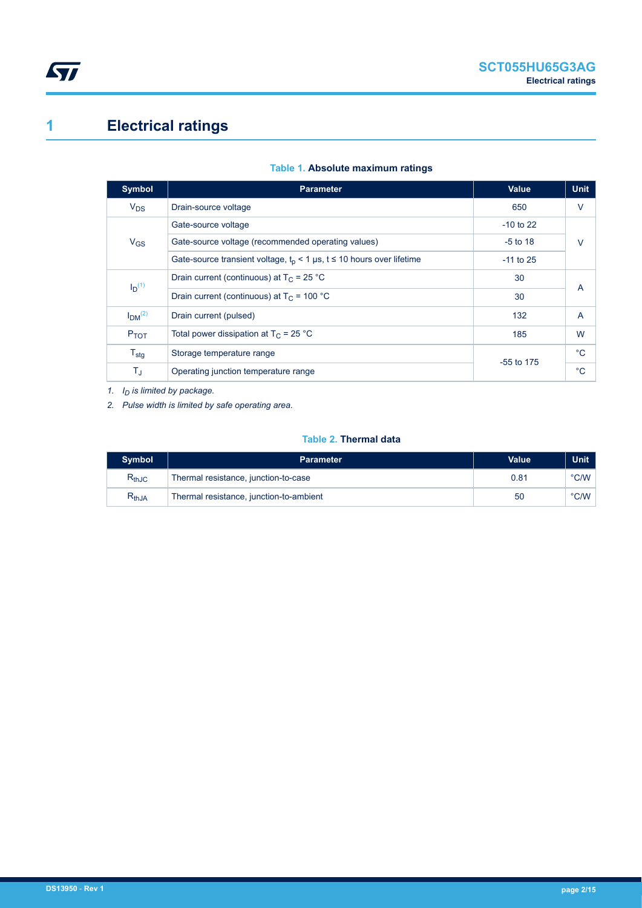# 1 Electrical ratings

**Table 1. Absolute maximum ratings**

| Symbol | Parameter | Value | Unit |
| --- | --- | --- | --- |
| $V_{DS}$ | Drain-source voltage | 650 | V |
| $V_{GS}$ | Gate-source voltage | -10 to 22 | V |
| | Gate-source voltage (recommended operating values) | -5 to 18 | |
| | Gate-source transient voltage, $t_p$ < 1 µs, t ≤ 10 hours over lifetime | -11 to 25 | |
| $I_D$ [(1)] | Drain current (continuous) at $T_C$ = 25 °C | 30 | A |
| | Drain current (continuous) at $T_C$ = 100 °C | 30 | |
| $I_{DM}$ [(2)] | Drain current (pulsed) | 132 | A |
| $P_{TOT}$ | Total power dissipation at $T_C$ = 25 °C | 185 | W |
| $T_{stg}$ | Storage temperature range | -55 to 175 | °C |
| $T_J$ | Operating junction temperature range | | °C |

1. *$I_D$ is limited by package.*
2. *Pulse width is limited by safe operating area.*

**Table 2. Thermal data**

| Symbol | Parameter | Value | Unit |
| --- | --- | --- | --- |
| $R_{thJC}$ | Thermal resistance, junction-to-case | 0.81 | °C/W |
| $R_{thJA}$ | Thermal resistance, junction-to-ambient | 50 | °C/W |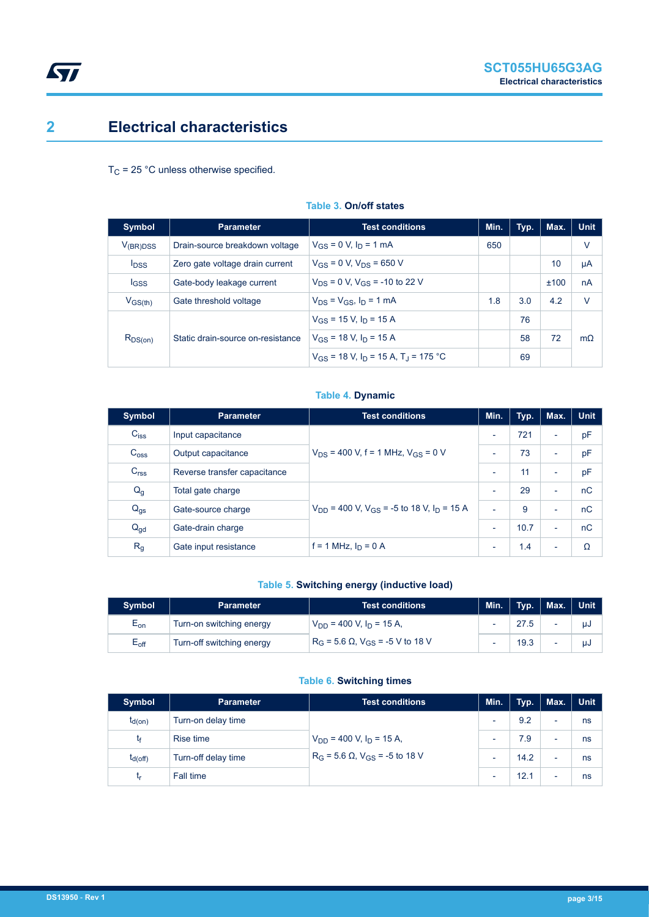## 2 Electrical characteristics

$T_C$ = 25 °C unless otherwise specified.

**Table 3. On/off states**

| Symbol | Parameter | Test conditions | Min. | Typ. | Max. | Unit |
|---|---|---|---|---|---|---|
| $V_{(BR)DSS}$ | Drain-source breakdown voltage | $V_{GS}$ = 0 V, $I_D$ = 1 mA | 650 | | | V |
| $I_{DSS}$ | Zero gate voltage drain current | $V_{GS}$ = 0 V, $V_{DS}$ = 650 V | | | 10 | µA |
| $I_{GSS}$ | Gate-body leakage current | $V_{DS}$ = 0 V, $V_{GS}$ = -10 to 22 V | | | ±100 | nA |
| $V_{GS(th)}$ | Gate threshold voltage | $V_{DS}$ = $V_{GS}$, $I_D$ = 1 mA | 1.8 | 3.0 | 4.2 | V |
| $R_{DS(on)}$ | Static drain-source on-resistance | $V_{GS}$ = 15 V, $I_D$ = 15 A | | 76 | | mΩ |
| | | $V_{GS}$ = 18 V, $I_D$ = 15 A | | 58 | 72 | |
| | | $V_{GS}$ = 18 V, $I_D$ = 15 A, $T_J$ = 175 °C | | 69 | | |

**Table 4. Dynamic**

| Symbol | Parameter | Test conditions | Min. | Typ. | Max. | Unit |
|---|---|---|---|---|---|---|
| $C_{iss}$ | Input capacitance | $V_{DS}$ = 400 V, f = 1 MHz, $V_{GS}$ = 0 V | - | 721 | - | pF |
| $C_{oss}$ | Output capacitance | | - | 73 | - | pF |
| $C_{rss}$ | Reverse transfer capacitance | | - | 11 | - | pF |
| $Q_g$ | Total gate charge | $V_{DD}$ = 400 V, $V_{GS}$ = -5 to 18 V, $I_D$ = 15 A | - | 29 | - | nC |
| $Q_{gs}$ | Gate-source charge | | - | 9 | - | nC |
| $Q_{gd}$ | Gate-drain charge | | - | 10.7 | - | nC |
| $R_g$ | Gate input resistance | f = 1 MHz, $I_D$ = 0 A | - | 1.4 | - | Ω |

**Table 5. Switching energy (inductive load)**

| Symbol | Parameter | Test conditions | Min. | Typ. | Max. | Unit |
|---|---|---|---|---|---|---|
| $E_{on}$ | Turn-on switching energy | $V_{DD}$ = 400 V, $I_D$ = 15 A, $R_G$ = 5.6 Ω, $V_{GS}$ = -5 V to 18 V | - | 27.5 | - | µJ |
| $E_{off}$ | Turn-off switching energy | | - | 19.3 | - | µJ |

**Table 6. Switching times**

| Symbol | Parameter | Test conditions | Min. | Typ. | Max. | Unit |
|---|---|---|---|---|---|---|
| $t_{d(on)}$ | Turn-on delay time | $V_{DD}$ = 400 V, $I_D$ = 15 A, $R_G$ = 5.6 Ω, $V_{GS}$ = -5 to 18 V | - | 9.2 | - | ns |
| $t_f$ | Rise time | | - | 7.9 | - | ns |
| $t_{d(off)}$ | Turn-off delay time | | - | 14.2 | - | ns |
| $t_r$ | Fall time | | - | 12.1 | - | ns |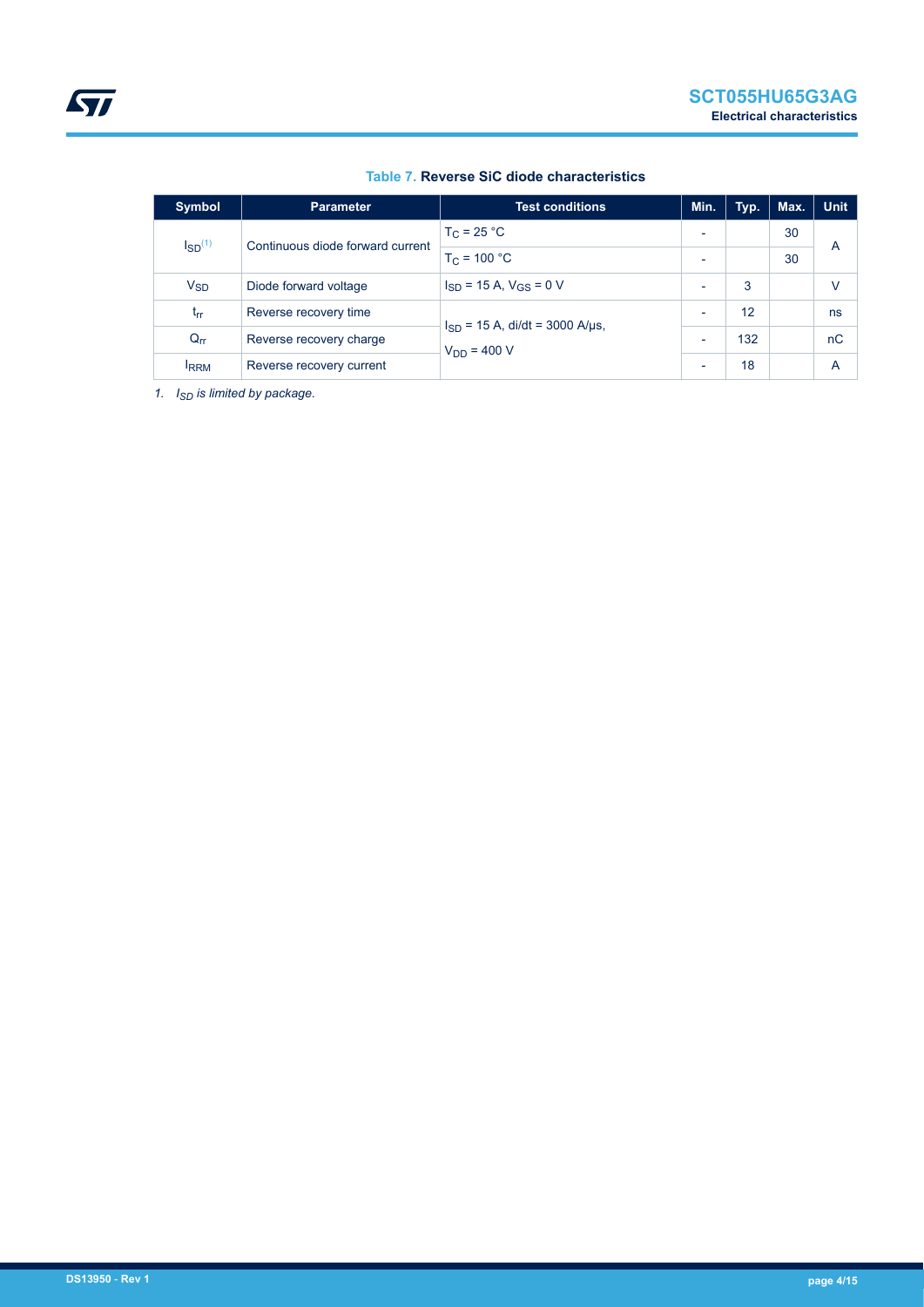Table 7. **Reverse SiC diode characteristics**

| Symbol | Parameter | Test conditions | Min. | Typ. | Max. | Unit |
|---|---|---|---|---|---|---|
| $I_{SD}$[(1)] | Continuous diode forward current | $T_C$ = 25 °C | - | | 30 | A |
| | | $T_C$ = 100 °C | - | | 30 | |
| $V_{SD}$ | Diode forward voltage | $I_{SD}$ = 15 A, $V_{GS}$ = 0 V | - | 3 | | V |
| $t_{rr}$ | Reverse recovery time | $I_{SD}$ = 15 A, di/dt = 3000 A/µs, $V_{DD}$ = 400 V | - | 12 | | ns |
| $Q_{rr}$ | Reverse recovery charge | | - | 132 | | nC |
| $I_{RRM}$ | Reverse recovery current | | - | 18 | | A |

1. *$I_{SD}$ is limited by package.*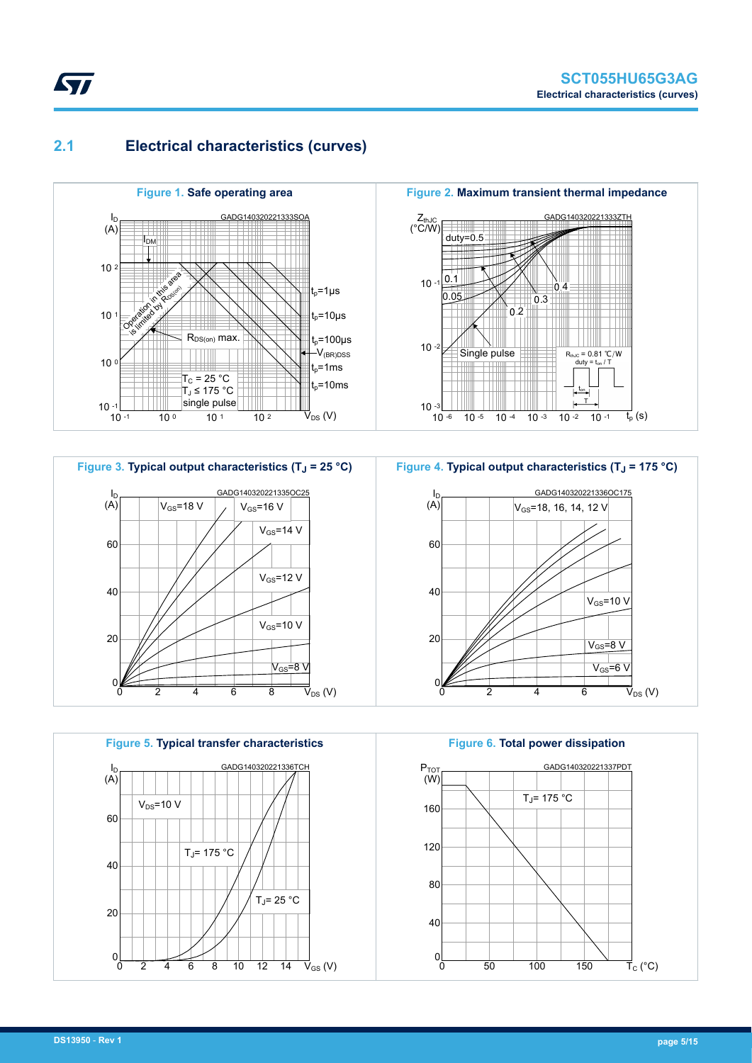## 2.1 Electrical characteristics (curves)

**Figure 1. Safe operating area**

GADG140320221333SOA

$I_D$ (A); $I_{DM}$; Operation in this area is limited by $R_{DS(on)}$; $R_{DS(on)}$ max.; $t_p$=1µs; $t_p$=10µs; $t_p$=100µs; $V_{(BR)DSS}$; $t_p$=1ms; $t_p$=10ms; $T_C$ = 25 °C; $T_J$ ≤ 175 °C; single pulse; $V_{DS}$ (V)

**Figure 2. Maximum transient thermal impedance**

GADG140320221333ZTH

$Z_{thJC}$ (°C/W); duty=0.5; 0.4; 0.3; 0.2; 0.1; 0.05; Single pulse; $R_{thJC}$ = 0.81 °C/W; duty = $t_{on}$ / T; $t_p$ (s)

**Figure 3. Typical output characteristics ($T_J$ = 25 °C)**

GADG140320221335OC25

$I_D$ (A); $V_{GS}$=18 V; $V_{GS}$=16 V; $V_{GS}$=14 V; $V_{GS}$=12 V; $V_{GS}$=10 V; $V_{GS}$=8 V; $V_{DS}$ (V)

**Figure 4. Typical output characteristics ($T_J$ = 175 °C)**

GADG140320221336OC175

$I_D$ (A); $V_{GS}$=18, 16, 14, 12 V; $V_{GS}$=10 V; $V_{GS}$=8 V; $V_{GS}$=6 V; $V_{DS}$ (V)

**Figure 5. Typical transfer characteristics**

GADG140320221336TCH

$I_D$ (A); $V_{DS}$=10 V; $T_J$= 175 °C; $T_J$= 25 °C; $V_{GS}$ (V)

**Figure 6. Total power dissipation**

GADG140320221337PDT

$P_{TOT}$ (W); $T_J$= 175 °C; $T_C$ (°C)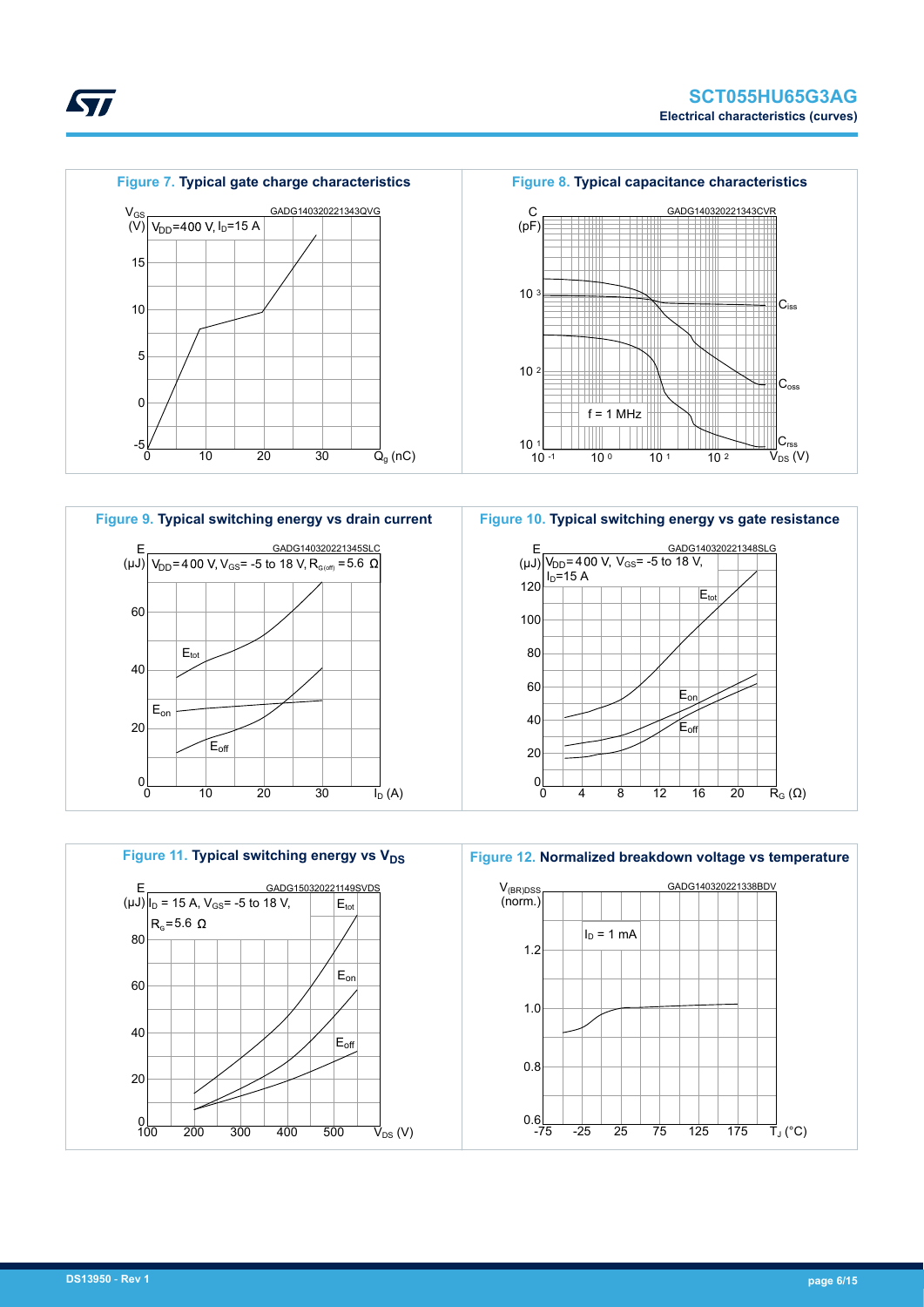**Figure 7. Typical gate charge characteristics**

GADG140320221343QVG

$V_{DD}$=400 V, $I_D$=15 A

$V_{GS}$ (V) vs $Q_g$ (nC)

**Figure 8. Typical capacitance characteristics**

GADG140320221343CVR

f = 1 MHz

C (pF) vs $V_{DS}$ (V); curves: $C_{iss}$, $C_{oss}$, $C_{rss}$

**Figure 9. Typical switching energy vs drain current**

GADG140320221345SLC

$V_{DD}$= 400 V, $V_{GS}$= -5 to 18 V, $R_{G(off)}$ = 5.6 Ω

E (μJ) vs $I_D$ (A); curves: $E_{tot}$, $E_{on}$, $E_{off}$

**Figure 10. Typical switching energy vs gate resistance**

GADG140320221348SLG

$V_{DD}$= 400 V, $V_{GS}$= -5 to 18 V, $I_D$=15 A

E (μJ) vs $R_G$ (Ω); curves: $E_{tot}$, $E_{on}$, $E_{off}$

**Figure 11. Typical switching energy vs $V_{DS}$**

GADG150320221149SVDS

$I_D$ = 15 A, $V_{GS}$= -5 to 18 V, $R_G$=5.6 Ω

E (μJ) vs $V_{DS}$ (V); curves: $E_{tot}$, $E_{on}$, $E_{off}$

**Figure 12. Normalized breakdown voltage vs temperature**

GADG140320221338BDV

$I_D$ = 1 mA

$V_{(BR)DSS}$ (norm.) vs $T_J$ (°C)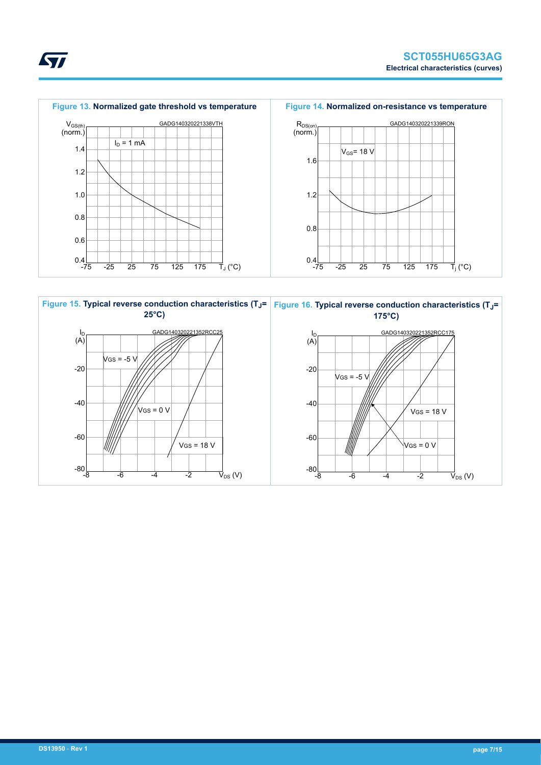Figure 13. Normalized gate threshold vs temperature

Figure 14. Normalized on-resistance vs temperature

Figure 15. Typical reverse conduction characteristics ($T_J$= 25°C)

Figure 16. Typical reverse conduction characteristics ($T_J$= 175°C)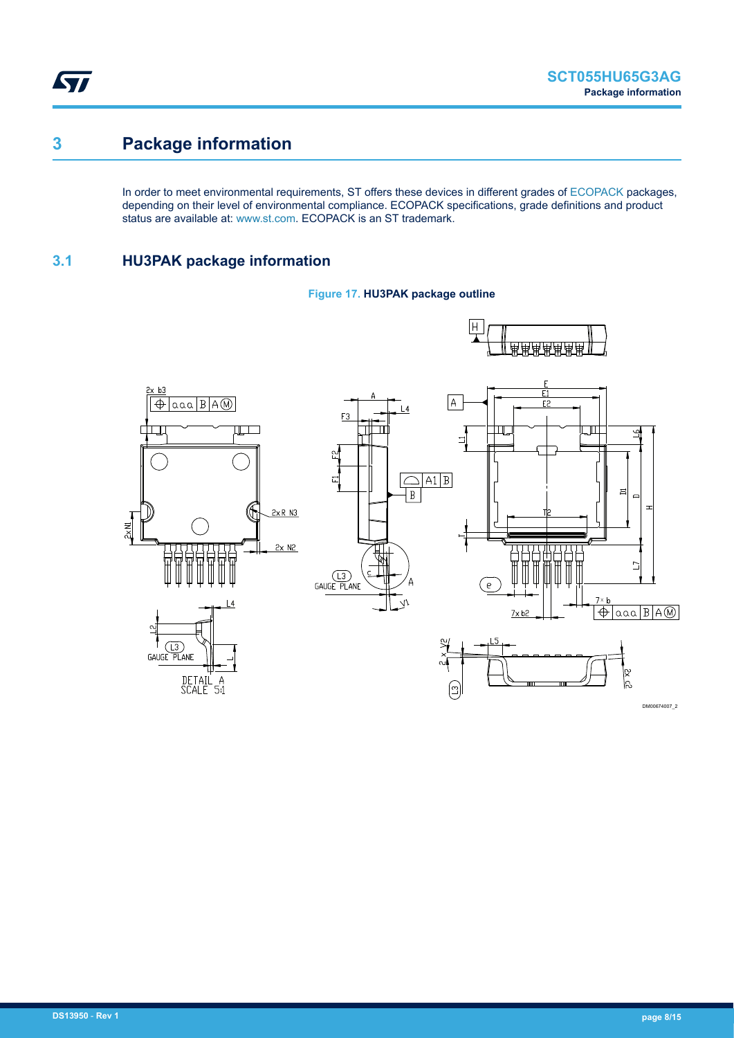# 3 Package information

In order to meet environmental requirements, ST offers these devices in different grades of ECOPACK packages, depending on their level of environmental compliance. ECOPACK specifications, grade definitions and product status are available at: www.st.com. ECOPACK is an ST trademark.

## 3.1 HU3PAK package information

**Figure 17. HU3PAK package outline**

DM00674007_2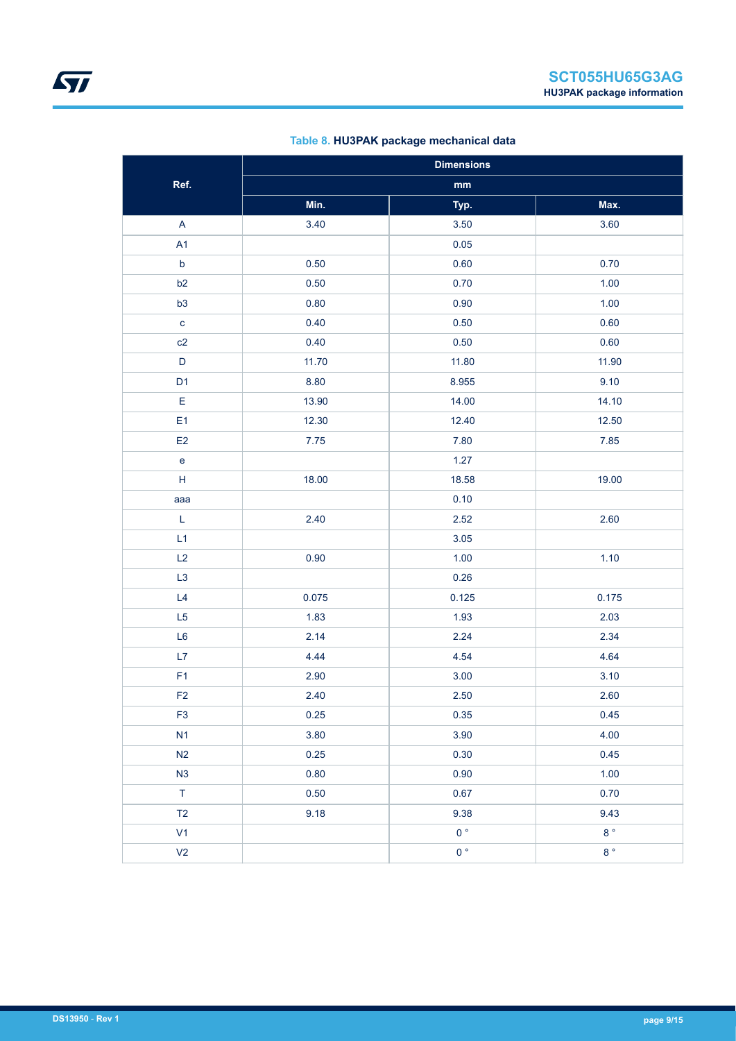Table 8. **HU3PAK package mechanical data**

| Ref. | Dimensions | | |
|---|---|---|---|
| | mm | | |
| | Min. | Typ. | Max. |
| A | 3.40 | 3.50 | 3.60 |
| A1 | | 0.05 | |
| b | 0.50 | 0.60 | 0.70 |
| b2 | 0.50 | 0.70 | 1.00 |
| b3 | 0.80 | 0.90 | 1.00 |
| c | 0.40 | 0.50 | 0.60 |
| c2 | 0.40 | 0.50 | 0.60 |
| D | 11.70 | 11.80 | 11.90 |
| D1 | 8.80 | 8.955 | 9.10 |
| E | 13.90 | 14.00 | 14.10 |
| E1 | 12.30 | 12.40 | 12.50 |
| E2 | 7.75 | 7.80 | 7.85 |
| e | | 1.27 | |
| H | 18.00 | 18.58 | 19.00 |
| aaa | | 0.10 | |
| L | 2.40 | 2.52 | 2.60 |
| L1 | | 3.05 | |
| L2 | 0.90 | 1.00 | 1.10 |
| L3 | | 0.26 | |
| L4 | 0.075 | 0.125 | 0.175 |
| L5 | 1.83 | 1.93 | 2.03 |
| L6 | 2.14 | 2.24 | 2.34 |
| L7 | 4.44 | 4.54 | 4.64 |
| F1 | 2.90 | 3.00 | 3.10 |
| F2 | 2.40 | 2.50 | 2.60 |
| F3 | 0.25 | 0.35 | 0.45 |
| N1 | 3.80 | 3.90 | 4.00 |
| N2 | 0.25 | 0.30 | 0.45 |
| N3 | 0.80 | 0.90 | 1.00 |
| T | 0.50 | 0.67 | 0.70 |
| T2 | 9.18 | 9.38 | 9.43 |
| V1 | | 0 ° | 8 ° |
| V2 | | 0 ° | 8 ° |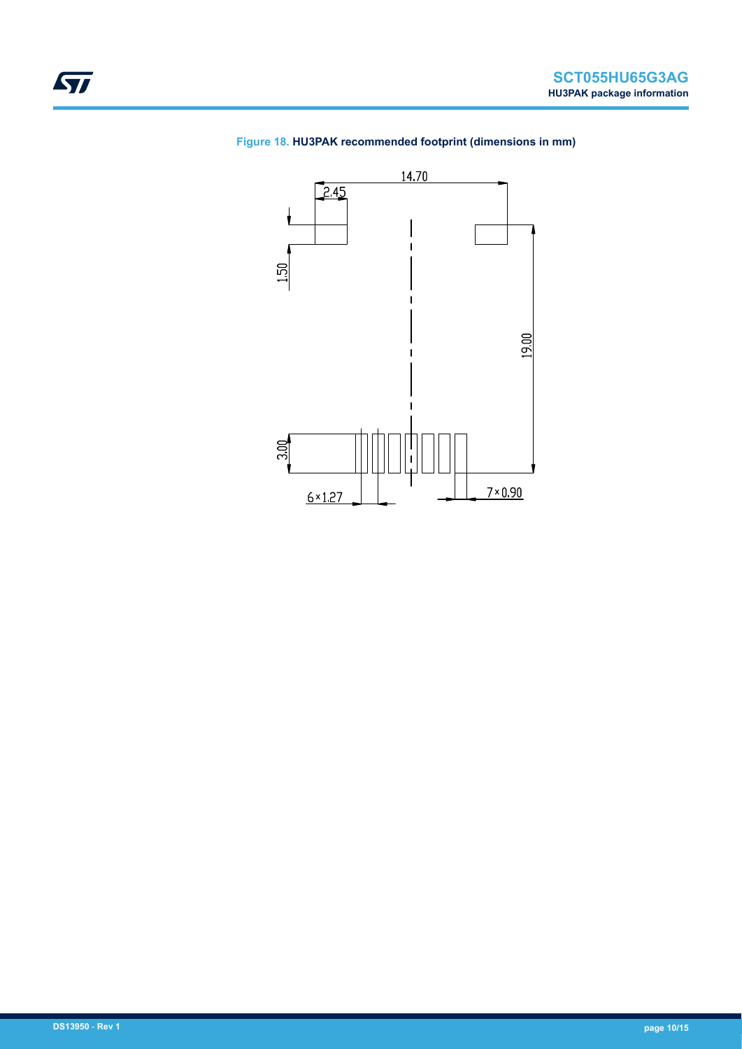**Figure 18.** **HU3PAK recommended footprint (dimensions in mm)**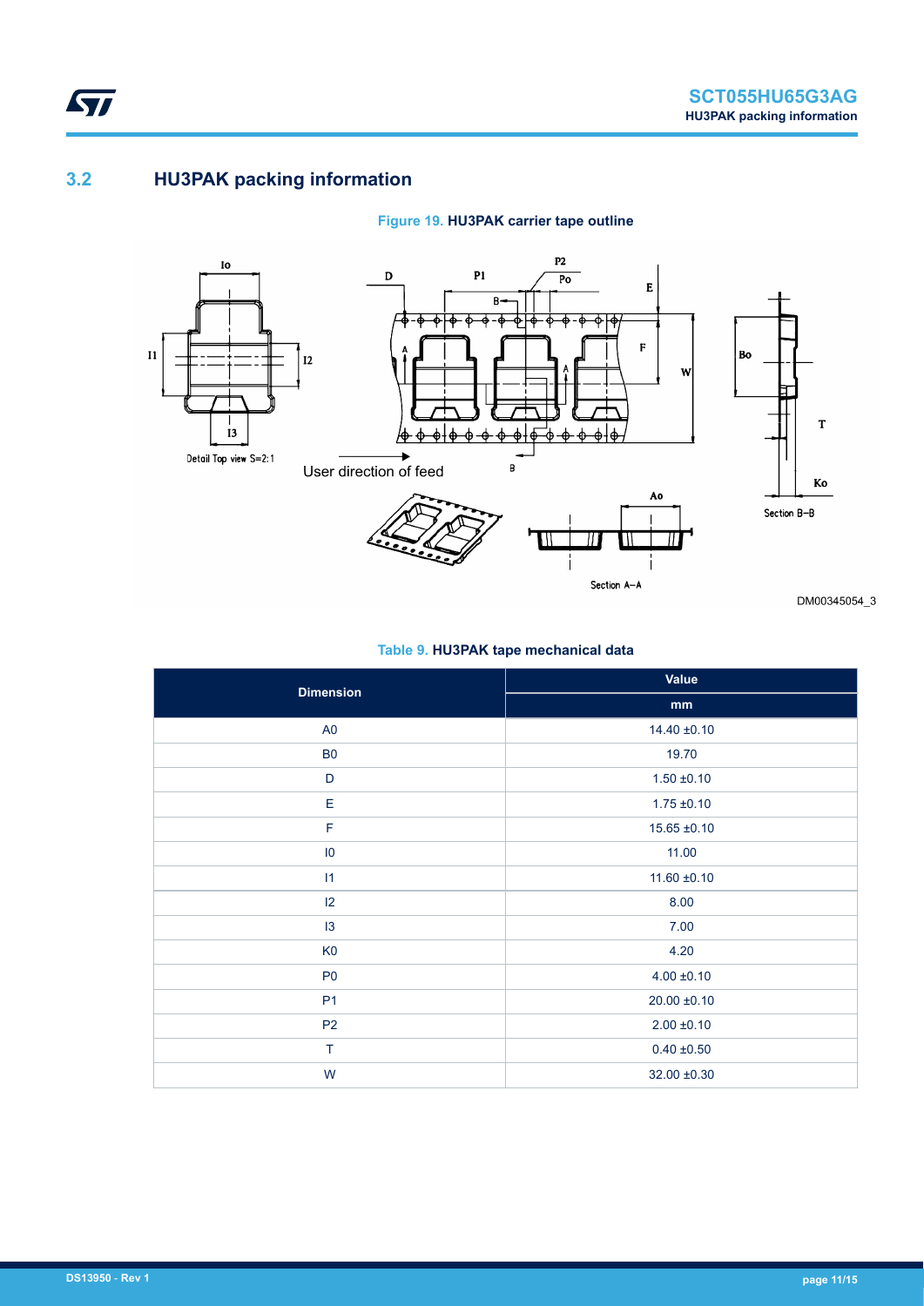## 3.2 HU3PAK packing information

Figure 19. HU3PAK carrier tape outline

Table 9. HU3PAK tape mechanical data

| Dimension | Value |
|---|---|
| | mm |
| A0 | 14.40 ±0.10 |
| B0 | 19.70 |
| D | 1.50 ±0.10 |
| E | 1.75 ±0.10 |
| F | 15.65 ±0.10 |
| I0 | 11.00 |
| I1 | 11.60 ±0.10 |
| I2 | 8.00 |
| I3 | 7.00 |
| K0 | 4.20 |
| P0 | 4.00 ±0.10 |
| P1 | 20.00 ±0.10 |
| P2 | 2.00 ±0.10 |
| T | 0.40 ±0.50 |
| W | 32.00 ±0.30 |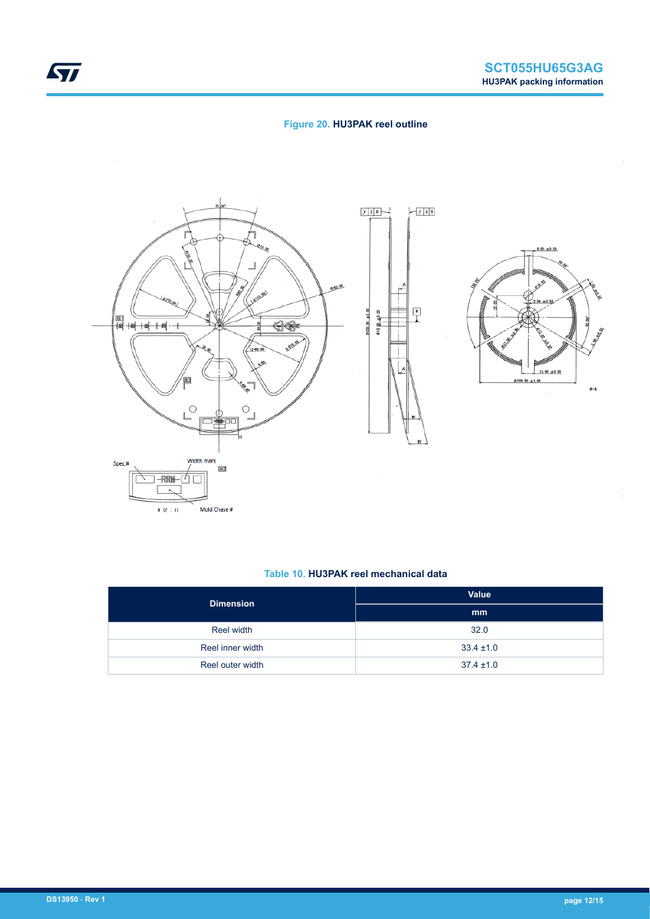Figure 20. HU3PAK reel outline

Table 10. HU3PAK reel mechanical data

| Dimension | Value |
| --- | --- |
| | mm |
| Reel width | 32.0 |
| Reel inner width | 33.4 ±1.0 |
| Reel outer width | 37.4 ±1.0 |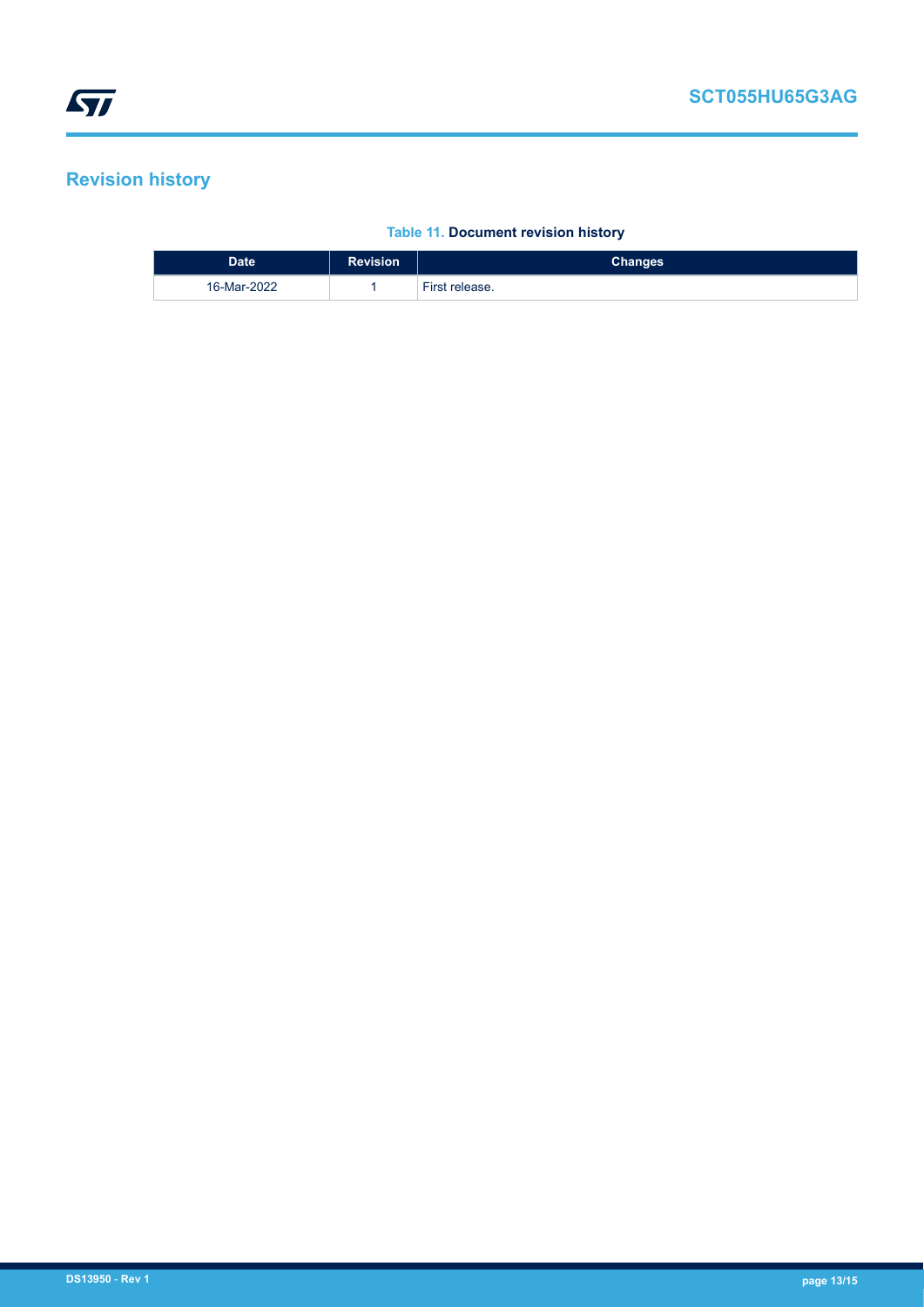## Revision history

**Table 11. Document revision history**

| Date | Revision | Changes |
| --- | --- | --- |
| 16-Mar-2022 | 1 | First release. |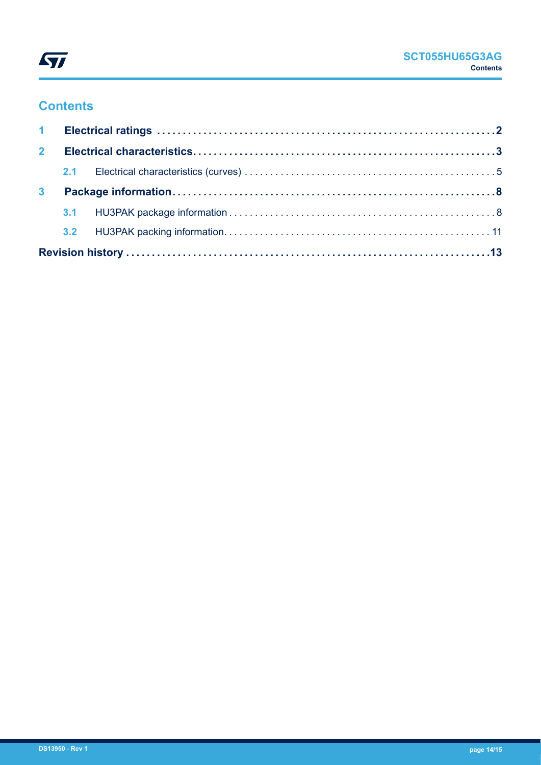## Contents

| | | |
|---|---|---|
| **1** | **Electrical ratings** | **2** |
| **2** | **Electrical characteristics** | **3** |
| 2.1 | Electrical characteristics (curves) | 5 |
| **3** | **Package information** | **8** |
| 3.1 | HU3PAK package information | 8 |
| 3.2 | HU3PAK packing information | 11 |
| **Revision history** | | **13** |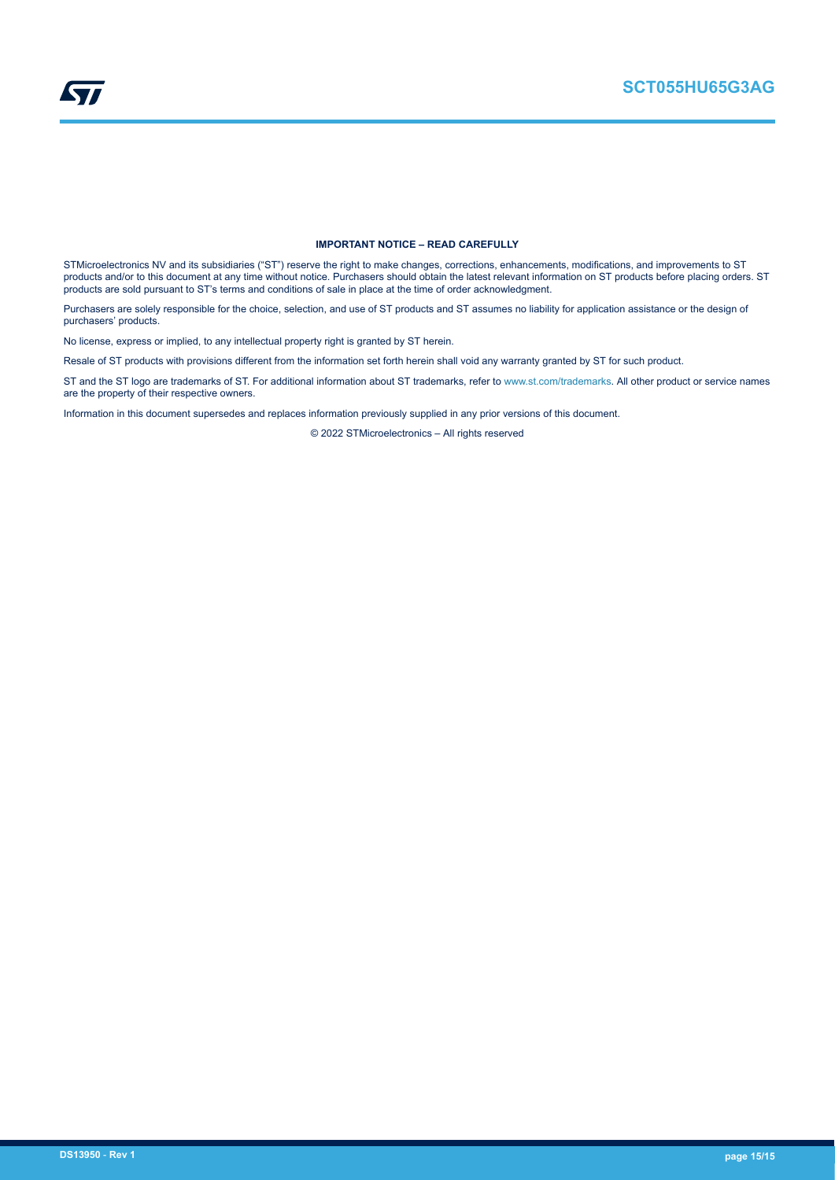**IMPORTANT NOTICE – READ CAREFULLY**

STMicroelectronics NV and its subsidiaries ("ST") reserve the right to make changes, corrections, enhancements, modifications, and improvements to ST products and/or to this document at any time without notice. Purchasers should obtain the latest relevant information on ST products before placing orders. ST products are sold pursuant to ST's terms and conditions of sale in place at the time of order acknowledgment.

Purchasers are solely responsible for the choice, selection, and use of ST products and ST assumes no liability for application assistance or the design of purchasers' products.

No license, express or implied, to any intellectual property right is granted by ST herein.

Resale of ST products with provisions different from the information set forth herein shall void any warranty granted by ST for such product.

ST and the ST logo are trademarks of ST. For additional information about ST trademarks, refer to www.st.com/trademarks. All other product or service names are the property of their respective owners.

Information in this document supersedes and replaces information previously supplied in any prior versions of this document.

© 2022 STMicroelectronics – All rights reserved